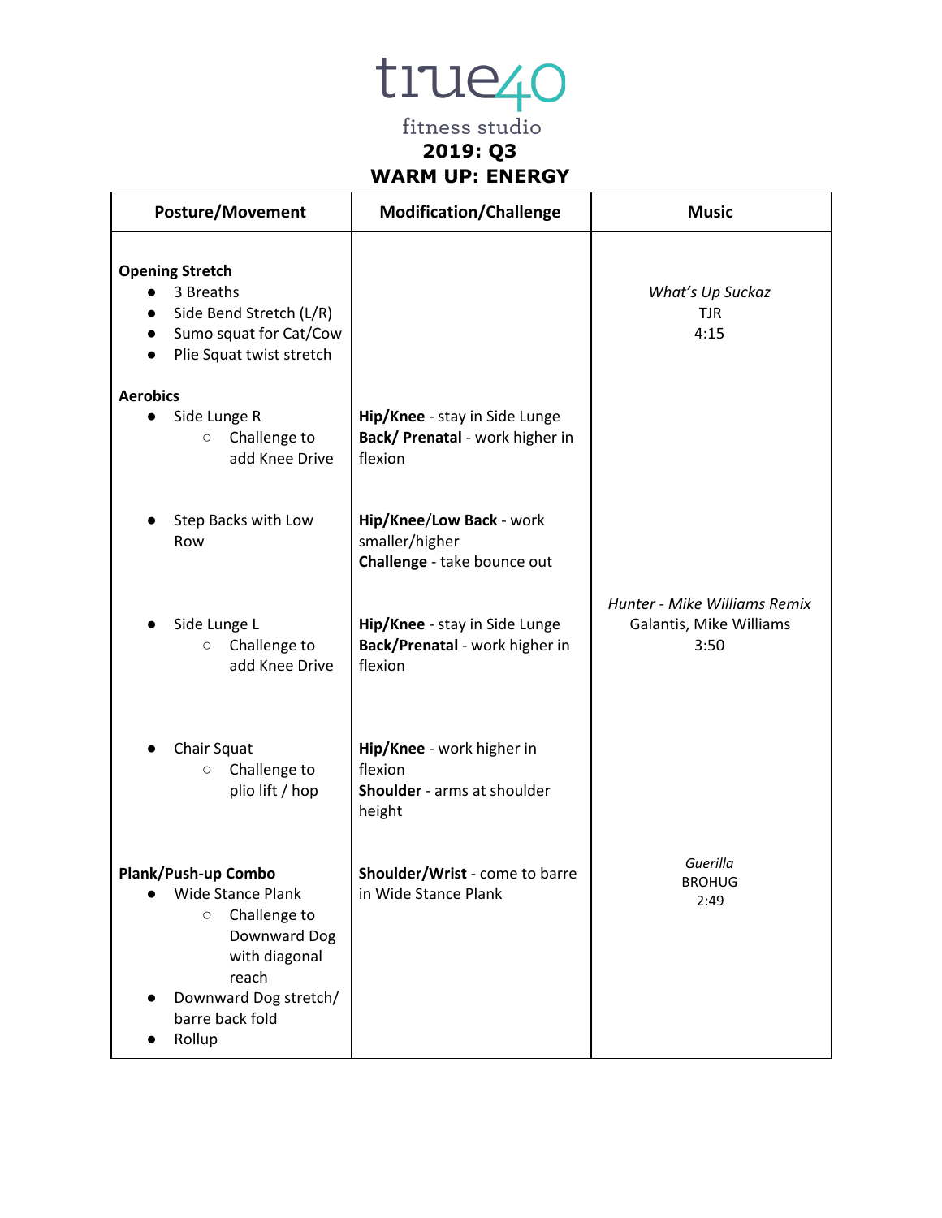# true40
fitness studio

## 2019: Q3
## WARM UP: ENERGY

| Posture/Movement | Modification/Challenge | Music |
|---|---|---|
| **Opening Stretch**<br>● 3 Breaths<br>● Side Bend Stretch (L/R)<br>● Sumo squat for Cat/Cow<br>● Plie Squat twist stretch | | *What's Up Suckaz*<br>TJR<br>4:15 |
| **Aerobics**<br>● Side Lunge R<br>○ Challenge to add Knee Drive | **Hip/Knee** - stay in Side Lunge<br>**Back/ Prenatal** - work higher in flexion | |
| ● Step Backs with Low Row | **Hip/Knee/Low Back** - work smaller/higher<br>**Challenge** - take bounce out | |
| ● Side Lunge L<br>○ Challenge to add Knee Drive | **Hip/Knee** - stay in Side Lunge<br>**Back/Prenatal** - work higher in flexion | *Hunter - Mike Williams Remix*<br>Galantis, Mike Williams<br>3:50 |
| ● Chair Squat<br>○ Challenge to plio lift / hop | **Hip/Knee** - work higher in flexion<br>**Shoulder** - arms at shoulder height | |
| **Plank/Push-up Combo**<br>● Wide Stance Plank<br>○ Challenge to Downward Dog with diagonal reach<br>● Downward Dog stretch/ barre back fold<br>● Rollup | **Shoulder/Wrist** - come to barre in Wide Stance Plank | *Guerilla*<br>BROHUG<br>2:49 |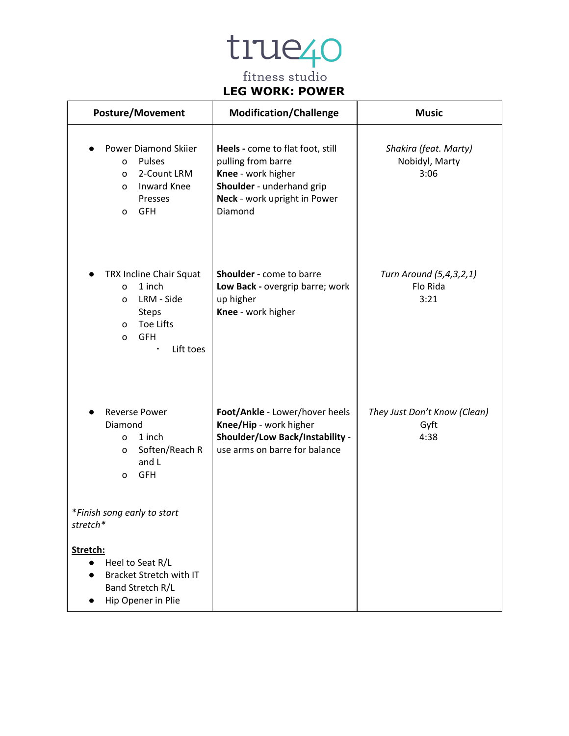# true40

fitness studio

## LEG WORK: POWER

| Posture/Movement | Modification/Challenge | Music |
|---|---|---|
| ● Power Diamond Skiier<br>o Pulses<br>o 2-Count LRM<br>o Inward Knee Presses<br>o GFH | **Heels -** come to flat foot, still pulling from barre<br>**Knee** - work higher<br>**Shoulder** - underhand grip<br>**Neck** - work upright in Power Diamond | *Shakira (feat. Marty)*<br>Nobidyl, Marty<br>3:06 |
| ● TRX Incline Chair Squat<br>o 1 inch<br>o LRM - Side Steps<br>o Toe Lifts<br>o GFH<br>▪ Lift toes | **Shoulder -** come to barre<br>**Low Back -** overgrip barre; work up higher<br>**Knee** - work higher | *Turn Around (5,4,3,2,1)*<br>Flo Rida<br>3:21 |
| ● Reverse Power Diamond<br>o 1 inch<br>o Soften/Reach R and L<br>o GFH<br><br>*\*Finish song early to start stretch\**<br><br>**<u>Stretch:</u>**<br>● Heel to Seat R/L<br>● Bracket Stretch with IT Band Stretch R/L<br>● Hip Opener in Plie | **Foot/Ankle** - Lower/hover heels<br>**Knee/Hip** - work higher<br>**Shoulder/Low Back/Instability** - use arms on barre for balance | *They Just Don't Know (Clean)*<br>Gyft<br>4:38 |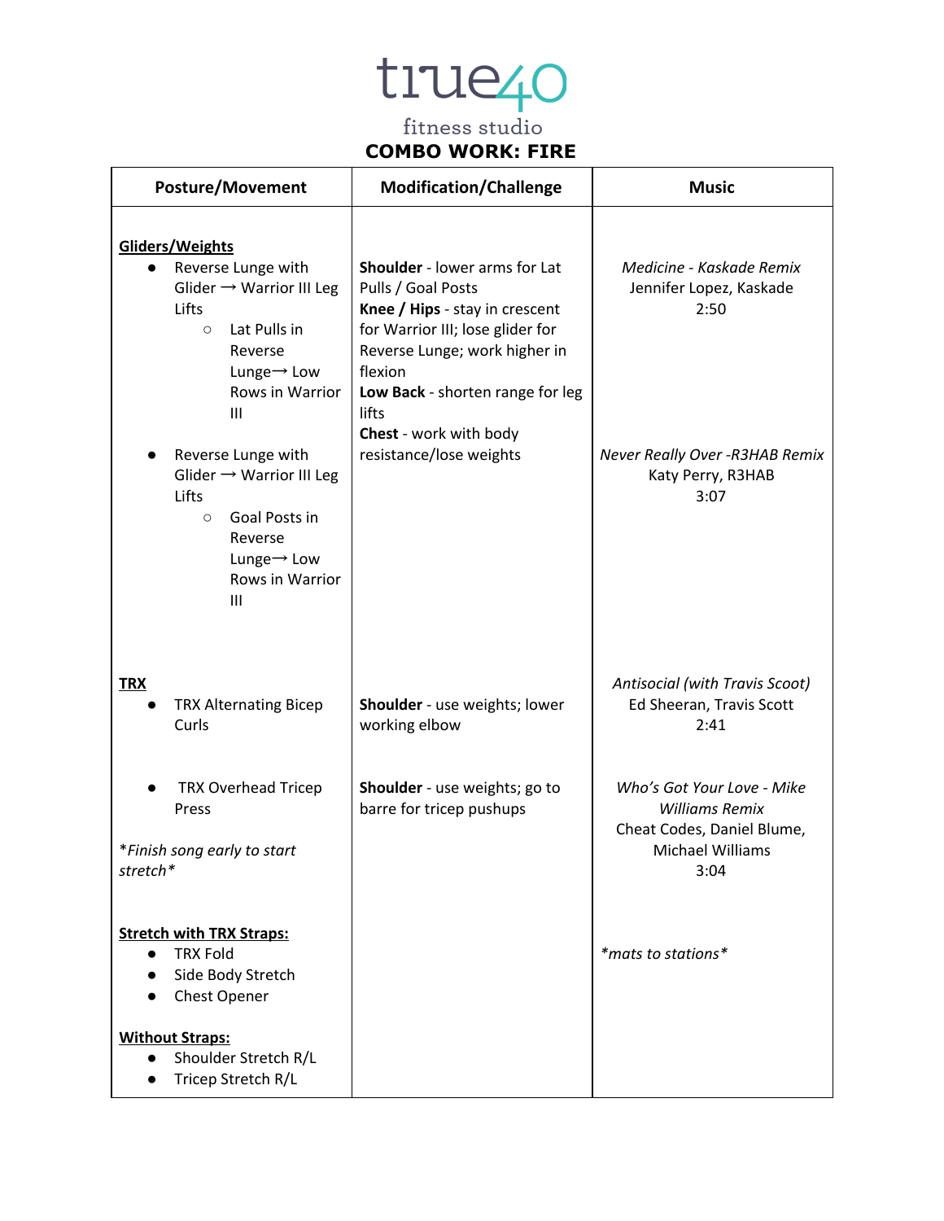true40
fitness studio

# COMBO WORK: FIRE

| Posture/Movement | Modification/Challenge | Music |
|---|---|---|
| **Gliders/Weights** | | |
| • Reverse Lunge with Glider → Warrior III Leg Lifts<br>  ○ Lat Pulls in Reverse Lunge→ Low Rows in Warrior III | **Shoulder** - lower arms for Lat Pulls / Goal Posts<br>**Knee / Hips** - stay in crescent for Warrior III; lose glider for Reverse Lunge; work higher in flexion<br>**Low Back** - shorten range for leg lifts<br>**Chest** - work with body resistance/lose weights | *Medicine - Kaskade Remix*<br>Jennifer Lopez, Kaskade<br>2:50 |
| • Reverse Lunge with Glider → Warrior III Leg Lifts<br>  ○ Goal Posts in Reverse Lunge→ Low Rows in Warrior III | | *Never Really Over -R3HAB Remix*<br>Katy Perry, R3HAB<br>3:07 |
| **TRX**<br>• TRX Alternating Bicep Curls | **Shoulder** - use weights; lower working elbow | *Antisocial (with Travis Scoot)*<br>Ed Sheeran, Travis Scott<br>2:41 |
| • TRX Overhead Tricep Press<br><br>*\*Finish song early to start stretch\** | **Shoulder** - use weights; go to barre for tricep pushups | *Who's Got Your Love - Mike Williams Remix*<br>Cheat Codes, Daniel Blume, Michael Williams<br>3:04 |
| **Stretch with TRX Straps:**<br>• TRX Fold<br>• Side Body Stretch<br>• Chest Opener<br><br>**Without Straps:**<br>• Shoulder Stretch R/L<br>• Tricep Stretch R/L | | *\*mats to stations\** |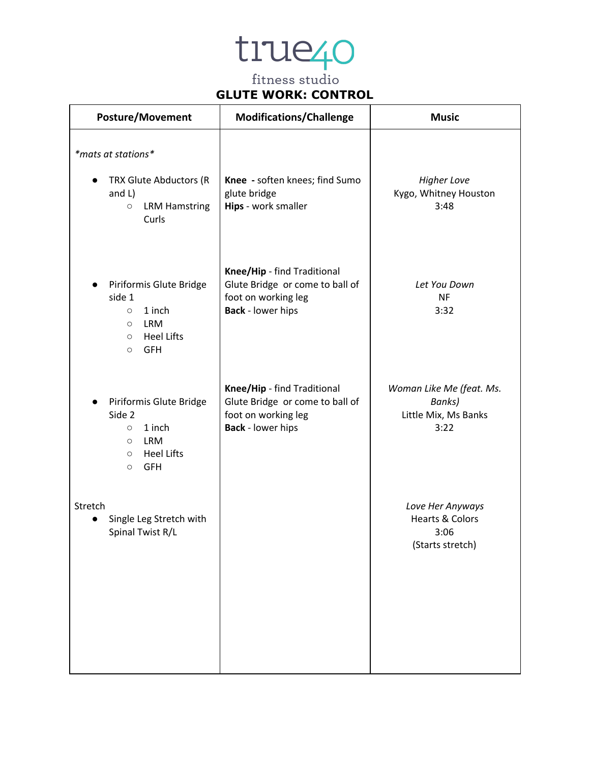true40

fitness studio

## GLUTE WORK: CONTROL

| Posture/Movement | Modifications/Challenge | Music |
|---|---|---|
| *\*mats at stations\** | | |
| • TRX Glute Abductors (R and L)<br>○ LRM Hamstring Curls | **Knee -** soften knees; find Sumo glute bridge<br>**Hips** - work smaller | *Higher Love*<br>Kygo, Whitney Houston<br>3:48 |
| • Piriformis Glute Bridge side 1<br>○ 1 inch<br>○ LRM<br>○ Heel Lifts<br>○ GFH | **Knee/Hip** - find Traditional Glute Bridge or come to ball of foot on working leg<br>**Back** - lower hips | *Let You Down*<br>NF<br>3:32 |
| • Piriformis Glute Bridge Side 2<br>○ 1 inch<br>○ LRM<br>○ Heel Lifts<br>○ GFH | **Knee/Hip** - find Traditional Glute Bridge or come to ball of foot on working leg<br>**Back** - lower hips | *Woman Like Me (feat. Ms. Banks)*<br>Little Mix, Ms Banks<br>3:22 |
| Stretch<br>• Single Leg Stretch with Spinal Twist R/L | | *Love Her Anyways*<br>Hearts & Colors<br>3:06<br>(Starts stretch) |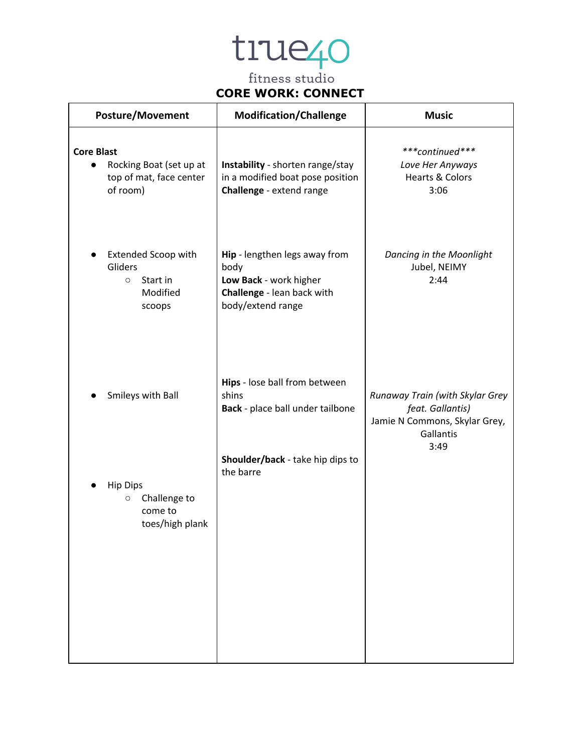true40 fitness studio

# CORE WORK: CONNECT

| Posture/Movement | Modification/Challenge | Music |
|---|---|---|
| **Core Blast**<br>• Rocking Boat (set up at top of mat, face center of room) | **Instability** - shorten range/stay in a modified boat pose position<br>**Challenge** - extend range | *\*\*\*continued\*\*\**<br>*Love Her Anyways*<br>Hearts & Colors<br>3:06 |
| • Extended Scoop with Gliders<br>  ○ Start in Modified scoops | **Hip** - lengthen legs away from body<br>**Low Back** - work higher<br>**Challenge** - lean back with body/extend range | *Dancing in the Moonlight*<br>Jubel, NEIMY<br>2:44 |
| • Smileys with Ball | **Hips** - lose ball from between shins<br>**Back** - place ball under tailbone | *Runaway Train (with Skylar Grey feat. Gallantis)*<br>Jamie N Commons, Skylar Grey, Gallantis<br>3:49 |
| • Hip Dips<br>  ○ Challenge to come to toes/high plank | **Shoulder/back** - take hip dips to the barre | |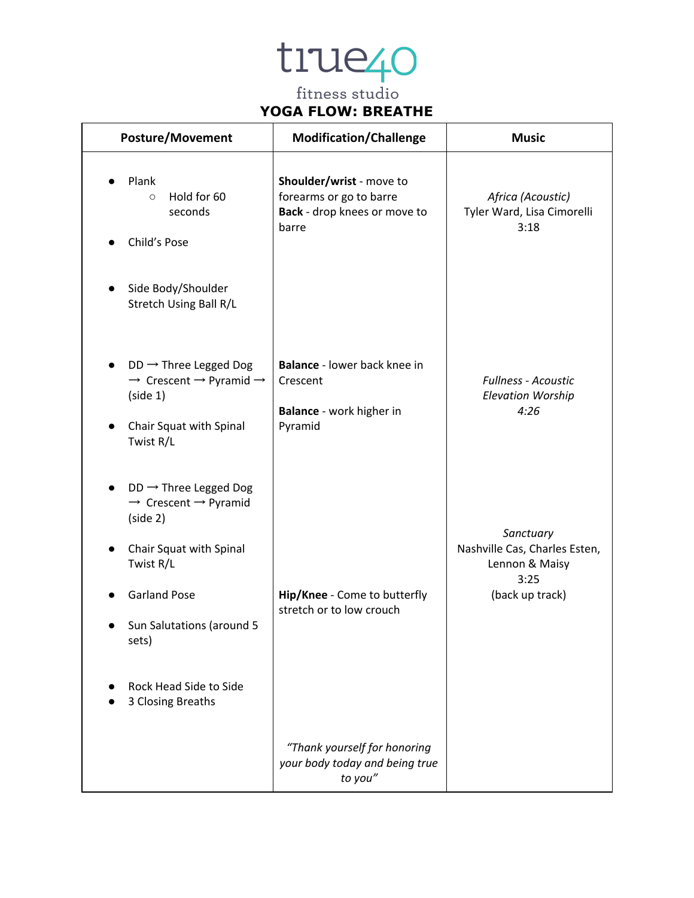# true40 fitness studio

## YOGA FLOW: BREATHE

| Posture/Movement | Modification/Challenge | Music |
|---|---|---|
| • Plank<br>  ○ Hold for 60 seconds<br>• Child's Pose<br>• Side Body/Shoulder Stretch Using Ball R/L | **Shoulder/wrist** - move to forearms or go to barre<br>**Back** - drop knees or move to barre | *Africa (Acoustic)*<br>Tyler Ward, Lisa Cimorelli<br>3:18 |
| • DD → Three Legged Dog → Crescent → Pyramid → (side 1)<br>• Chair Squat with Spinal Twist R/L | **Balance** - lower back knee in Crescent<br>**Balance** - work higher in Pyramid | *Fullness - Acoustic*<br>*Elevation Worship*<br>*4:26* |
| • DD → Three Legged Dog → Crescent → Pyramid (side 2)<br>• Chair Squat with Spinal Twist R/L<br>• Garland Pose<br>• Sun Salutations (around 5 sets)<br>• Rock Head Side to Side<br>• 3 Closing Breaths | **Hip/Knee** - Come to butterfly stretch or to low crouch<br><br>*"Thank yourself for honoring your body today and being true to you"* | *Sanctuary*<br>Nashville Cas, Charles Esten, Lennon & Maisy<br>3:25<br>(back up track) |